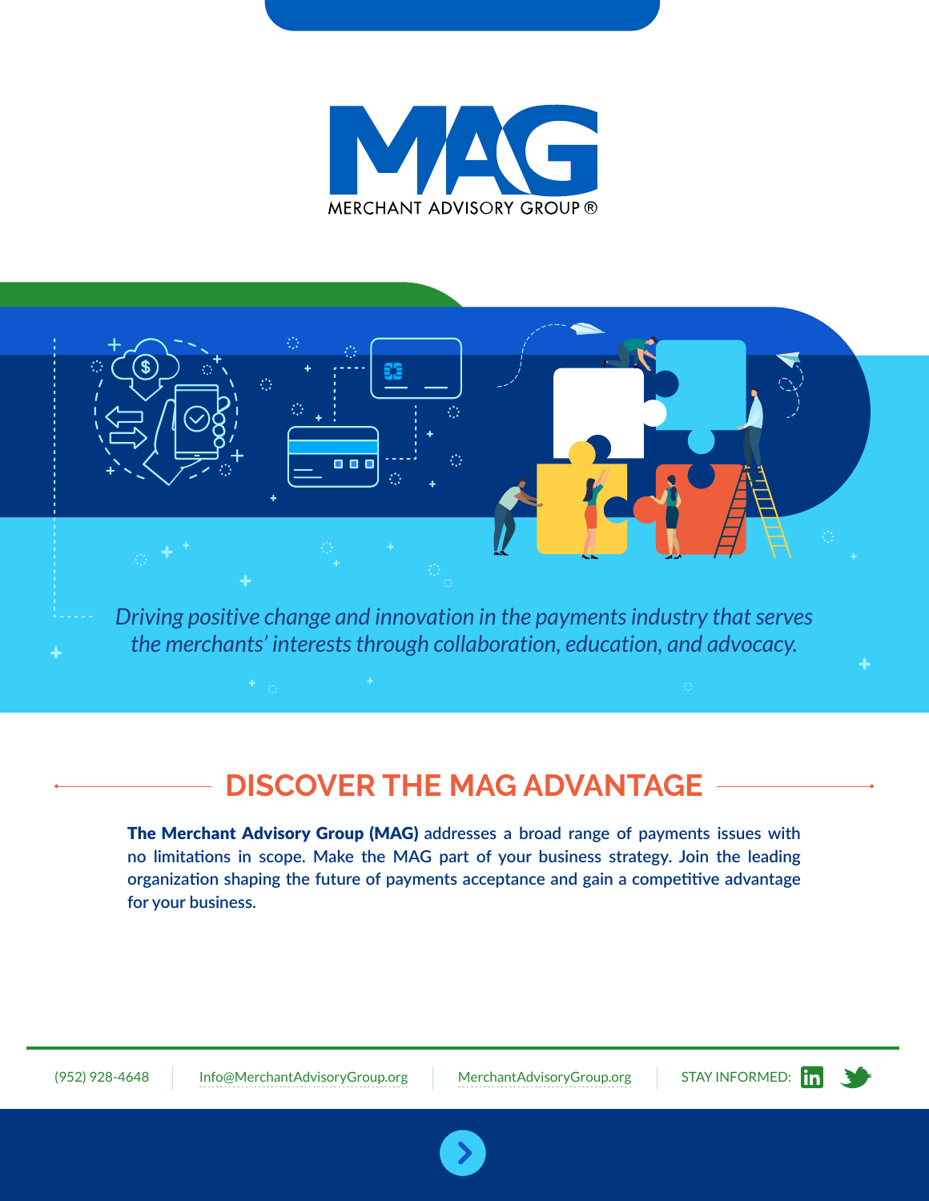# MAG

MERCHANT ADVISORY GROUP®

*Driving positive change and innovation in the payments industry that serves the merchants' interests through collaboration, education, and advocacy.*

## DISCOVER THE MAG ADVANTAGE

**The Merchant Advisory Group (MAG)** addresses a broad range of payments issues with no limitations in scope. Make the MAG part of your business strategy. Join the leading organization shaping the future of payments acceptance and gain a competitive advantage for your business.

(952) 928-4648 | Info@MerchantAdvisoryGroup.org | MerchantAdvisoryGroup.org | STAY INFORMED: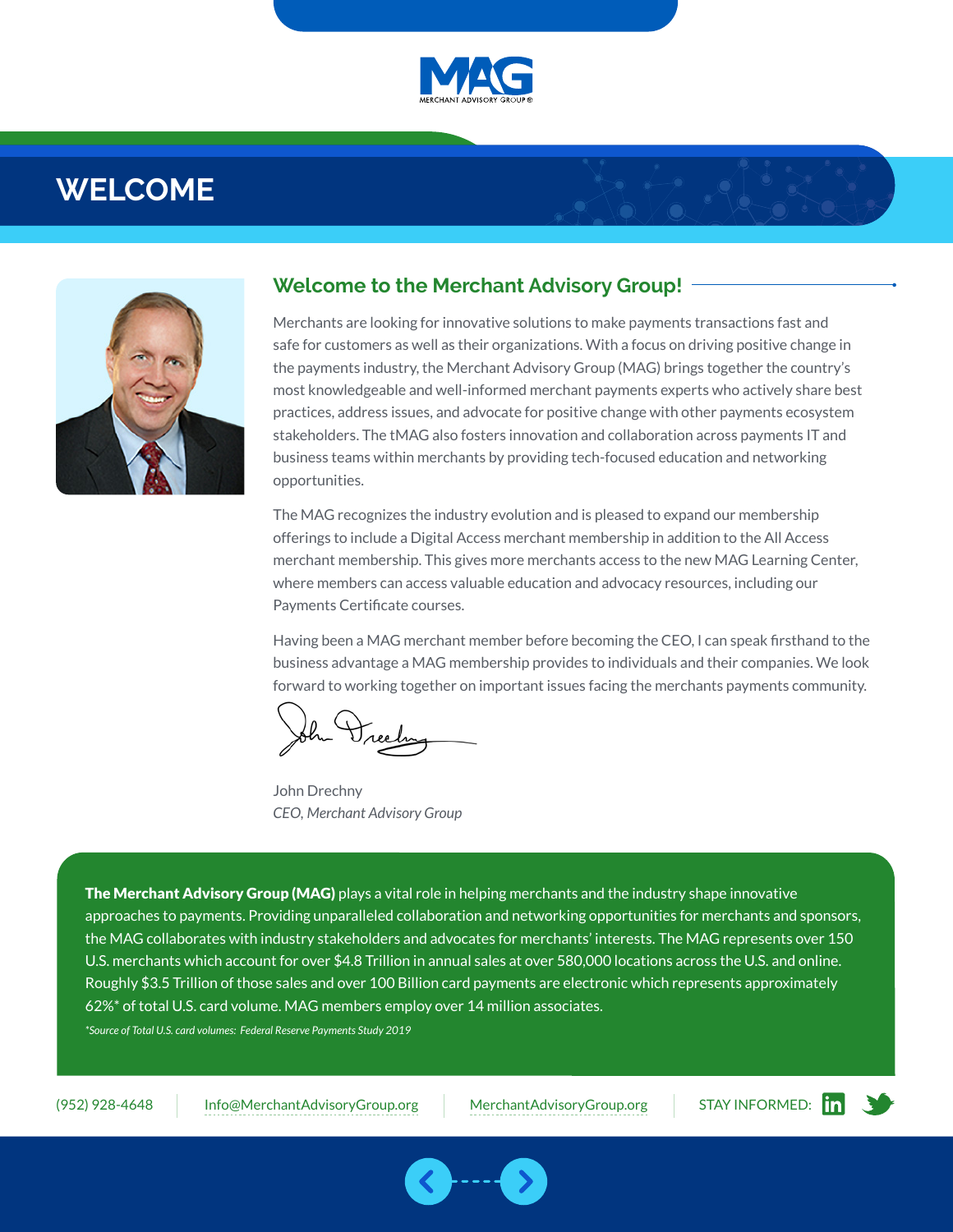# WELCOME

## Welcome to the Merchant Advisory Group!

Merchants are looking for innovative solutions to make payments transactions fast and safe for customers as well as their organizations. With a focus on driving positive change in the payments industry, the Merchant Advisory Group (MAG) brings together the country's most knowledgeable and well-informed merchant payments experts who actively share best practices, address issues, and advocate for positive change with other payments ecosystem stakeholders. The tMAG also fosters innovation and collaboration across payments IT and business teams within merchants by providing tech-focused education and networking opportunities.

The MAG recognizes the industry evolution and is pleased to expand our membership offerings to include a Digital Access merchant membership in addition to the All Access merchant membership. This gives more merchants access to the new MAG Learning Center, where members can access valuable education and advocacy resources, including our Payments Certificate courses.

Having been a MAG merchant member before becoming the CEO, I can speak firsthand to the business advantage a MAG membership provides to individuals and their companies. We look forward to working together on important issues facing the merchants payments community.

John Drechny
*CEO, Merchant Advisory Group*

**The Merchant Advisory Group (MAG)** plays a vital role in helping merchants and the industry shape innovative approaches to payments. Providing unparalleled collaboration and networking opportunities for merchants and sponsors, the MAG collaborates with industry stakeholders and advocates for merchants' interests. The MAG represents over 150 U.S. merchants which account for over $4.8 Trillion in annual sales at over 580,000 locations across the U.S. and online. Roughly $3.5 Trillion of those sales and over 100 Billion card payments are electronic which represents approximately 62%* of total U.S. card volume. MAG members employ over 14 million associates.

*\*Source of Total U.S. card volumes: Federal Reserve Payments Study 2019*

(952) 928-4648 | Info@MerchantAdvisoryGroup.org | MerchantAdvisoryGroup.org | STAY INFORMED: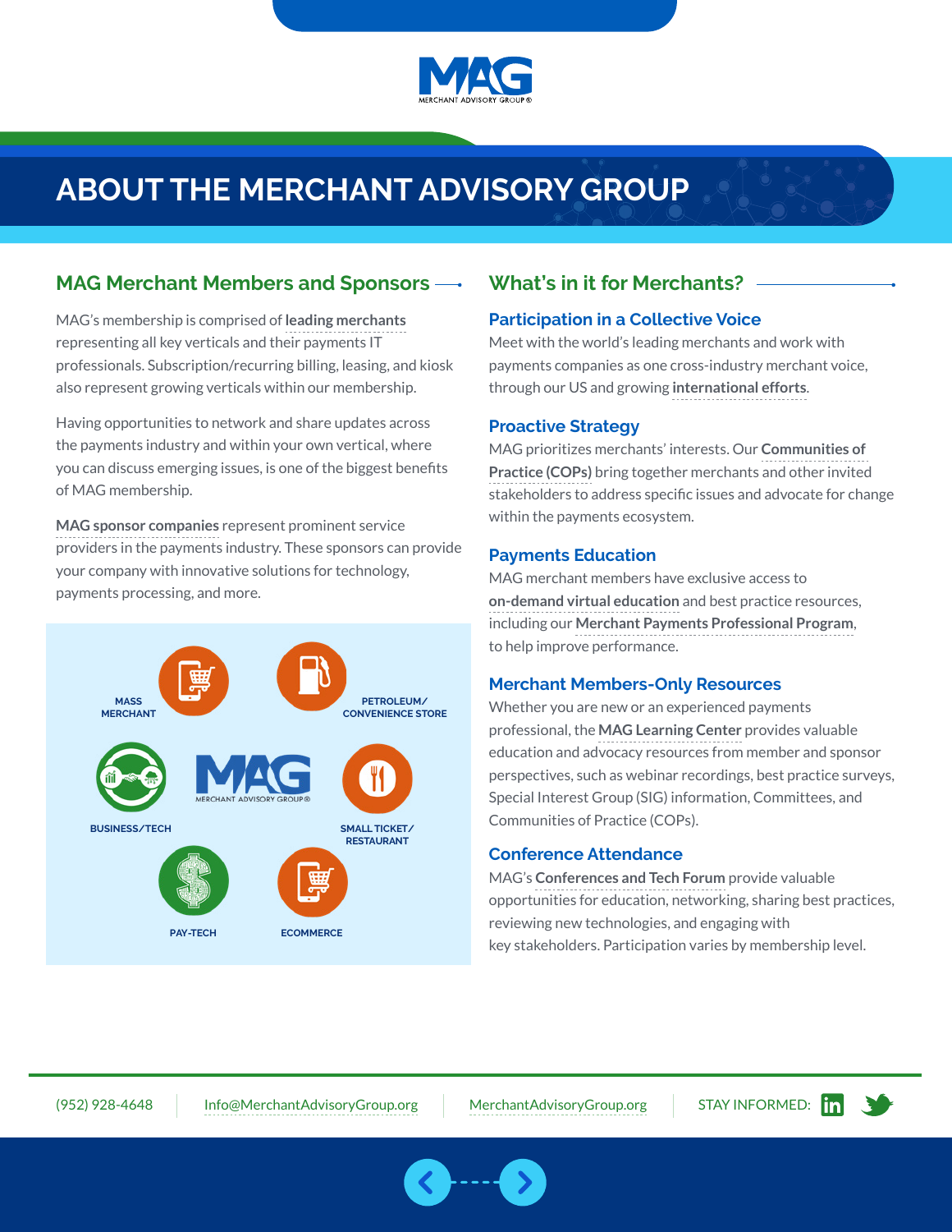# ABOUT THE MERCHANT ADVISORY GROUP

## MAG Merchant Members and Sponsors

MAG's membership is comprised of **leading merchants** representing all key verticals and their payments IT professionals. Subscription/recurring billing, leasing, and kiosk also represent growing verticals within our membership.

Having opportunities to network and share updates across the payments industry and within your own vertical, where you can discuss emerging issues, is one of the biggest benefits of MAG membership.

**MAG sponsor companies** represent prominent service providers in the payments industry. These sponsors can provide your company with innovative solutions for technology, payments processing, and more.

- MASS MERCHANT
- PETROLEUM/ CONVENIENCE STORE
- BUSINESS/TECH
- SMALL TICKET/ RESTAURANT
- PAY-TECH
- ECOMMERCE

## What's in it for Merchants?

### Participation in a Collective Voice

Meet with the world's leading merchants and work with payments companies as one cross-industry merchant voice, through our US and growing **international efforts**.

### Proactive Strategy

MAG prioritizes merchants' interests. Our **Communities of Practice (COPs)** bring together merchants and other invited stakeholders to address specific issues and advocate for change within the payments ecosystem.

### Payments Education

MAG merchant members have exclusive access to **on-demand virtual education** and best practice resources, including our **Merchant Payments Professional Program**, to help improve performance.

### Merchant Members-Only Resources

Whether you are new or an experienced payments professional, the **MAG Learning Center** provides valuable education and advocacy resources from member and sponsor perspectives, such as webinar recordings, best practice surveys, Special Interest Group (SIG) information, Committees, and Communities of Practice (COPs).

### Conference Attendance

MAG's **Conferences and Tech Forum** provide valuable opportunities for education, networking, sharing best practices, reviewing new technologies, and engaging with key stakeholders. Participation varies by membership level.

(952) 928-4648 | Info@MerchantAdvisoryGroup.org | MerchantAdvisoryGroup.org | STAY INFORMED: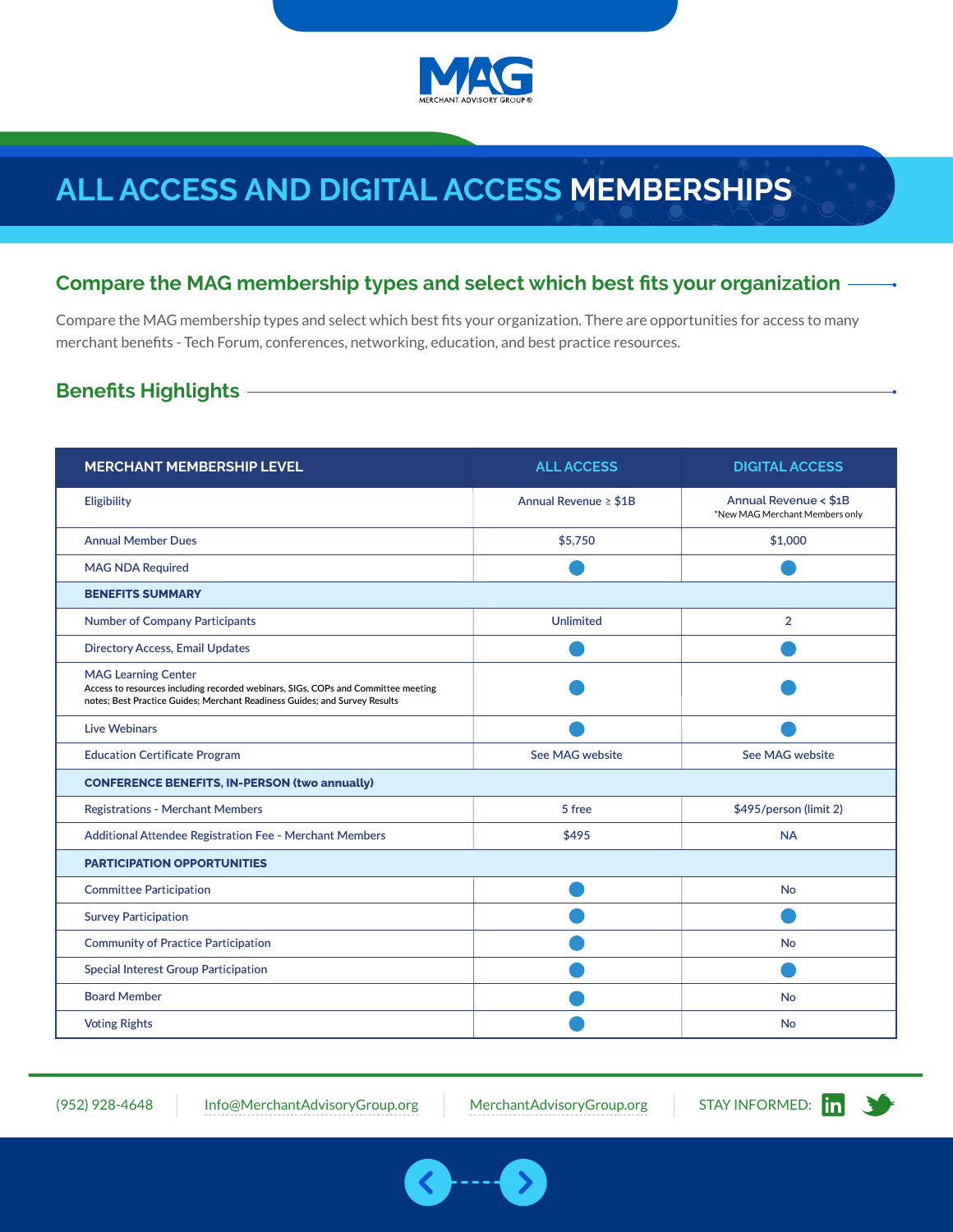# ALL ACCESS AND DIGITAL ACCESS MEMBERSHIPS

## Compare the MAG membership types and select which best fits your organization

Compare the MAG membership types and select which best fits your organization. There are opportunities for access to many merchant benefits - Tech Forum, conferences, networking, education, and best practice resources.

## Benefits Highlights

| MERCHANT MEMBERSHIP LEVEL | ALL ACCESS | DIGITAL ACCESS |
|---|---|---|
| Eligibility | Annual Revenue ≥ $1B | Annual Revenue < $1B *New MAG Merchant Members only |
| Annual Member Dues | $5,750 | $1,000 |
| MAG NDA Required | ● | ● |
| **BENEFITS SUMMARY** | | |
| Number of Company Participants | Unlimited | 2 |
| Directory Access, Email Updates | ● | ● |
| MAG Learning Center<br>Access to resources including recorded webinars, SIGs, COPs and Committee meeting notes; Best Practice Guides; Merchant Readiness Guides; and Survey Results | ● | ● |
| Live Webinars | ● | ● |
| Education Certificate Program | See MAG website | See MAG website |
| **CONFERENCE BENEFITS, IN-PERSON (two annually)** | | |
| Registrations - Merchant Members | 5 free | $495/person (limit 2) |
| Additional Attendee Registration Fee - Merchant Members | $495 | NA |
| **PARTICIPATION OPPORTUNITIES** | | |
| Committee Participation | ● | No |
| Survey Participation | ● | ● |
| Community of Practice Participation | ● | No |
| Special Interest Group Participation | ● | ● |
| Board Member | ● | No |
| Voting Rights | ● | No |

(952) 928-4648 | Info@MerchantAdvisoryGroup.org | MerchantAdvisoryGroup.org | STAY INFORMED: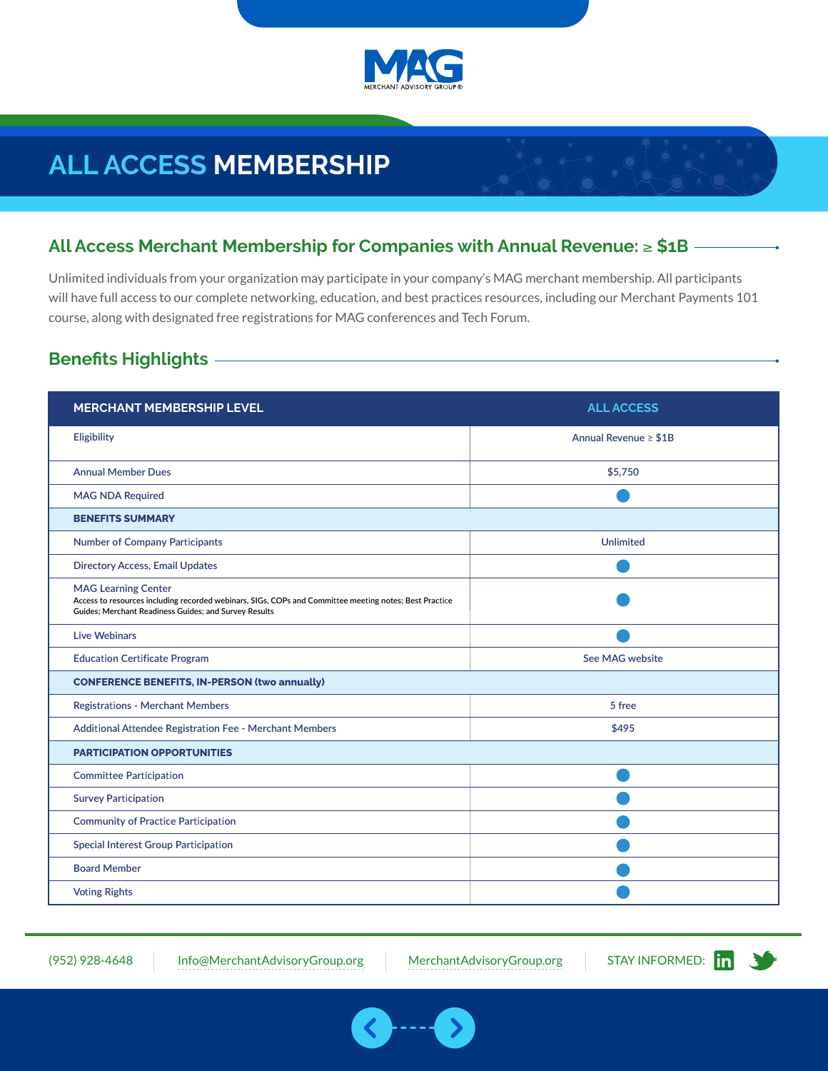# ALL ACCESS MEMBERSHIP

## All Access Merchant Membership for Companies with Annual Revenue: ≥ $1B

Unlimited individuals from your organization may participate in your company's MAG merchant membership. All participants will have full access to our complete networking, education, and best practices resources, including our Merchant Payments 101 course, along with designated free registrations for MAG conferences and Tech Forum.

## Benefits Highlights

| MERCHANT MEMBERSHIP LEVEL | ALL ACCESS |
|---|---|
| Eligibility | Annual Revenue ≥ $1B |
| Annual Member Dues | $5,750 |
| MAG NDA Required | ● |
| **BENEFITS SUMMARY** | |
| Number of Company Participants | Unlimited |
| Directory Access, Email Updates | ● |
| MAG Learning Center<br>Access to resources including recorded webinars, SIGs, COPs and Committee meeting notes; Best Practice Guides; Merchant Readiness Guides; and Survey Results | ● |
| Live Webinars | ● |
| Education Certificate Program | See MAG website |
| **CONFERENCE BENEFITS, IN-PERSON (two annually)** | |
| Registrations - Merchant Members | 5 free |
| Additional Attendee Registration Fee - Merchant Members | $495 |
| **PARTICIPATION OPPORTUNITIES** | |
| Committee Participation | ● |
| Survey Participation | ● |
| Community of Practice Participation | ● |
| Special Interest Group Participation | ● |
| Board Member | ● |
| Voting Rights | ● |

(952) 928-4648 | Info@MerchantAdvisoryGroup.org | MerchantAdvisoryGroup.org | STAY INFORMED: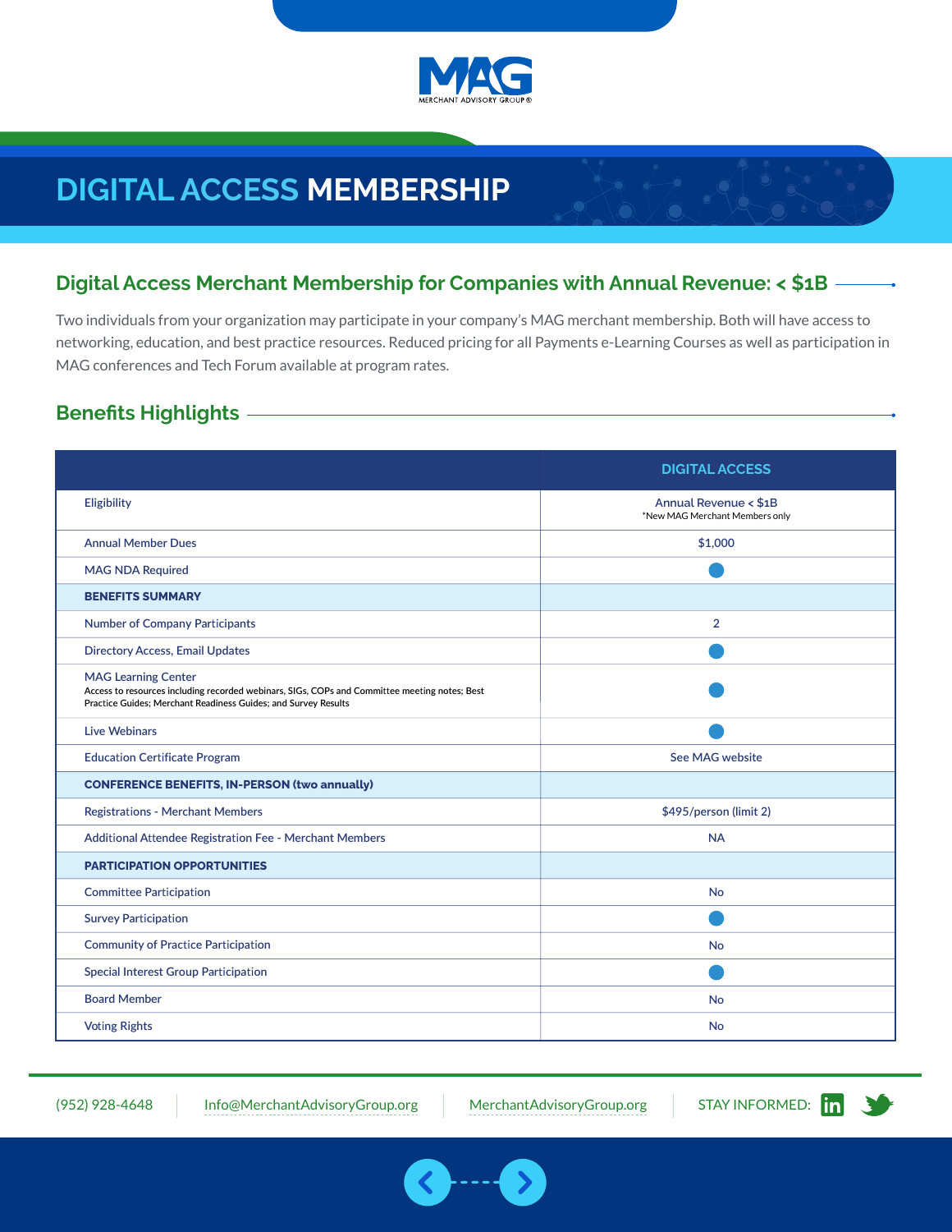# DIGITAL ACCESS MEMBERSHIP

## Digital Access Merchant Membership for Companies with Annual Revenue: < $1B

Two individuals from your organization may participate in your company's MAG merchant membership. Both will have access to networking, education, and best practice resources. Reduced pricing for all Payments e-Learning Courses as well as participation in MAG conferences and Tech Forum available at program rates.

## Benefits Highlights

| | DIGITAL ACCESS |
|---|---|
| Eligibility | Annual Revenue < $1B<br>*New MAG Merchant Members only |
| Annual Member Dues | $1,000 |
| MAG NDA Required | ● |
| **BENEFITS SUMMARY** | |
| Number of Company Participants | 2 |
| Directory Access, Email Updates | ● |
| MAG Learning Center<br>Access to resources including recorded webinars, SIGs, COPs and Committee meeting notes; Best Practice Guides; Merchant Readiness Guides; and Survey Results | ● |
| Live Webinars | ● |
| Education Certificate Program | See MAG website |
| **CONFERENCE BENEFITS, IN-PERSON (two annually)** | |
| Registrations - Merchant Members | $495/person (limit 2) |
| Additional Attendee Registration Fee - Merchant Members | NA |
| **PARTICIPATION OPPORTUNITIES** | |
| Committee Participation | No |
| Survey Participation | ● |
| Community of Practice Participation | No |
| Special Interest Group Participation | ● |
| Board Member | No |
| Voting Rights | No |

(952) 928-4648 | Info@MerchantAdvisoryGroup.org | MerchantAdvisoryGroup.org | STAY INFORMED: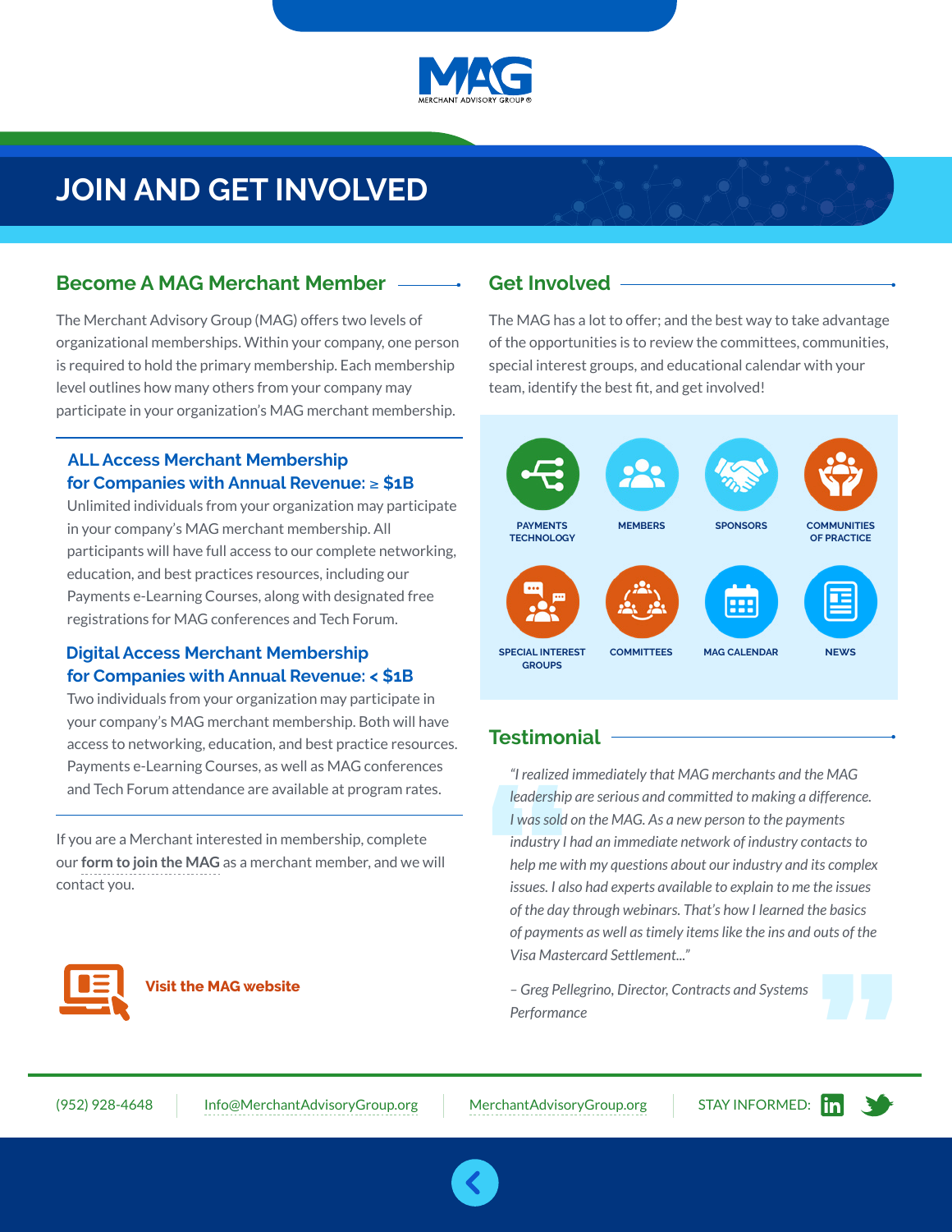# JOIN AND GET INVOLVED

## Become A MAG Merchant Member

The Merchant Advisory Group (MAG) offers two levels of organizational memberships. Within your company, one person is required to hold the primary membership. Each membership level outlines how many others from your company may participate in your organization's MAG merchant membership.

### ALL Access Merchant Membership for Companies with Annual Revenue: ≥ $1B

Unlimited individuals from your organization may participate in your company's MAG merchant membership. All participants will have full access to our complete networking, education, and best practices resources, including our Payments e-Learning Courses, along with designated free registrations for MAG conferences and Tech Forum.

### Digital Access Merchant Membership for Companies with Annual Revenue: < $1B

Two individuals from your organization may participate in your company's MAG merchant membership. Both will have access to networking, education, and best practice resources. Payments e-Learning Courses, as well as MAG conferences and Tech Forum attendance are available at program rates.

If you are a Merchant interested in membership, complete our **form to join the MAG** as a merchant member, and we will contact you.

**Visit the MAG website**

## Get Involved

The MAG has a lot to offer; and the best way to take advantage of the opportunities is to review the committees, communities, special interest groups, and educational calendar with your team, identify the best fit, and get involved!

PAYMENTS TECHNOLOGY

MEMBERS

SPONSORS

COMMUNITIES OF PRACTICE

SPECIAL INTEREST GROUPS

COMMITTEES

MAG CALENDAR

NEWS

## Testimonial

*"I realized immediately that MAG merchants and the MAG leadership are serious and committed to making a difference. I was sold on the MAG. As a new person to the payments industry I had an immediate network of industry contacts to help me with my questions about our industry and its complex issues. I also had experts available to explain to me the issues of the day through webinars. That's how I learned the basics of payments as well as timely items like the ins and outs of the Visa Mastercard Settlement..."*

*– Greg Pellegrino, Director, Contracts and Systems Performance*

(952) 928-4648 | Info@MerchantAdvisoryGroup.org | MerchantAdvisoryGroup.org | STAY INFORMED: